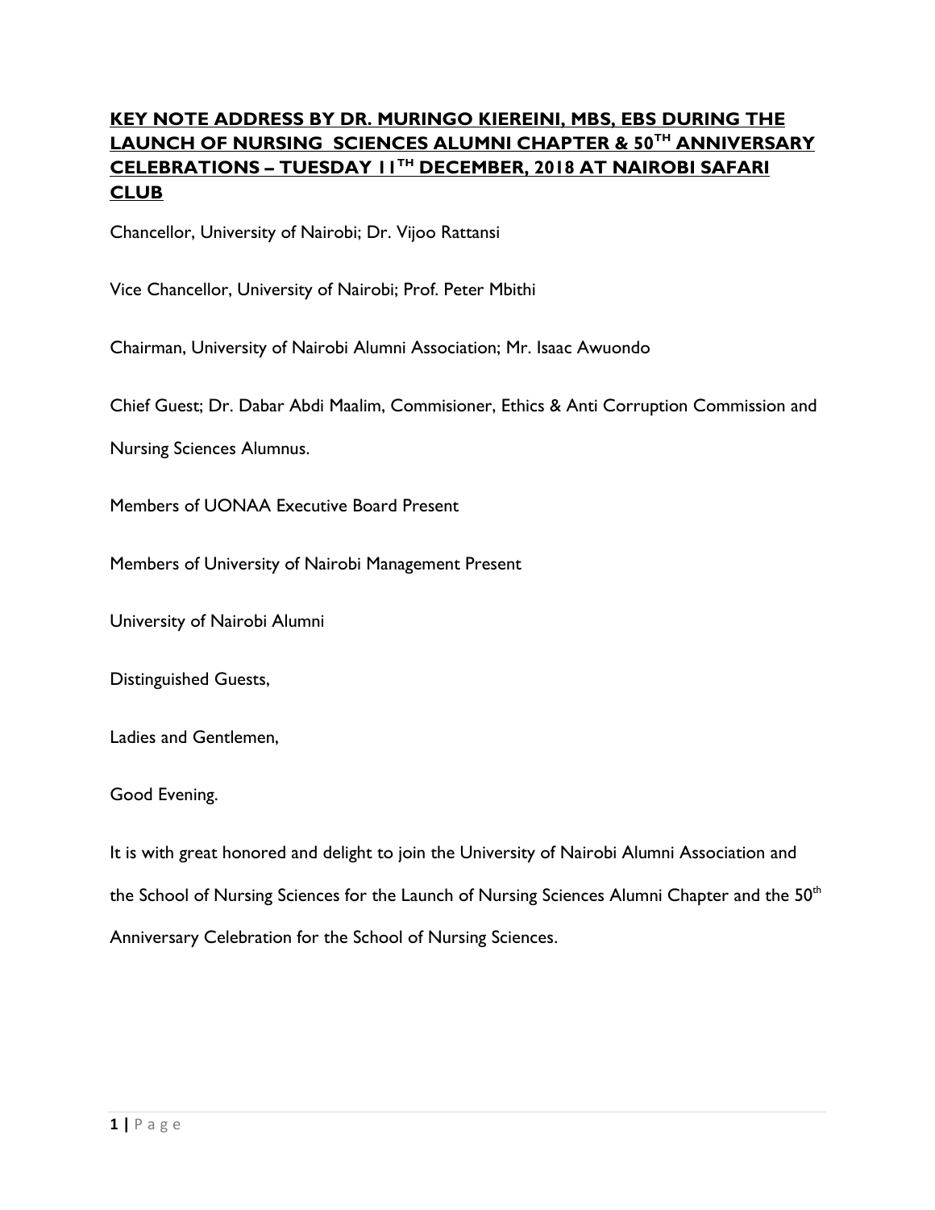**KEY NOTE ADDRESS BY DR. MURINGO KIEREINI, MBS, EBS DURING THE LAUNCH OF NURSING SCIENCES ALUMNI CHAPTER & 50TH ANNIVERSARY CELEBRATIONS – TUESDAY 11TH DECEMBER, 2018 AT NAIROBI SAFARI CLUB**

Chancellor, University of Nairobi; Dr. Vijoo Rattansi

Vice Chancellor, University of Nairobi; Prof. Peter Mbithi

Chairman, University of Nairobi Alumni Association; Mr. Isaac Awuondo

Chief Guest; Dr. Dabar Abdi Maalim, Commisioner, Ethics & Anti Corruption Commission and Nursing Sciences Alumnus.

Members of UONAA Executive Board Present

Members of University of Nairobi Management Present

University of Nairobi Alumni

Distinguished Guests,

Ladies and Gentlemen,

Good Evening.

It is with great honored and delight to join the University of Nairobi Alumni Association and the School of Nursing Sciences for the Launch of Nursing Sciences Alumni Chapter and the 50th Anniversary Celebration for the School of Nursing Sciences.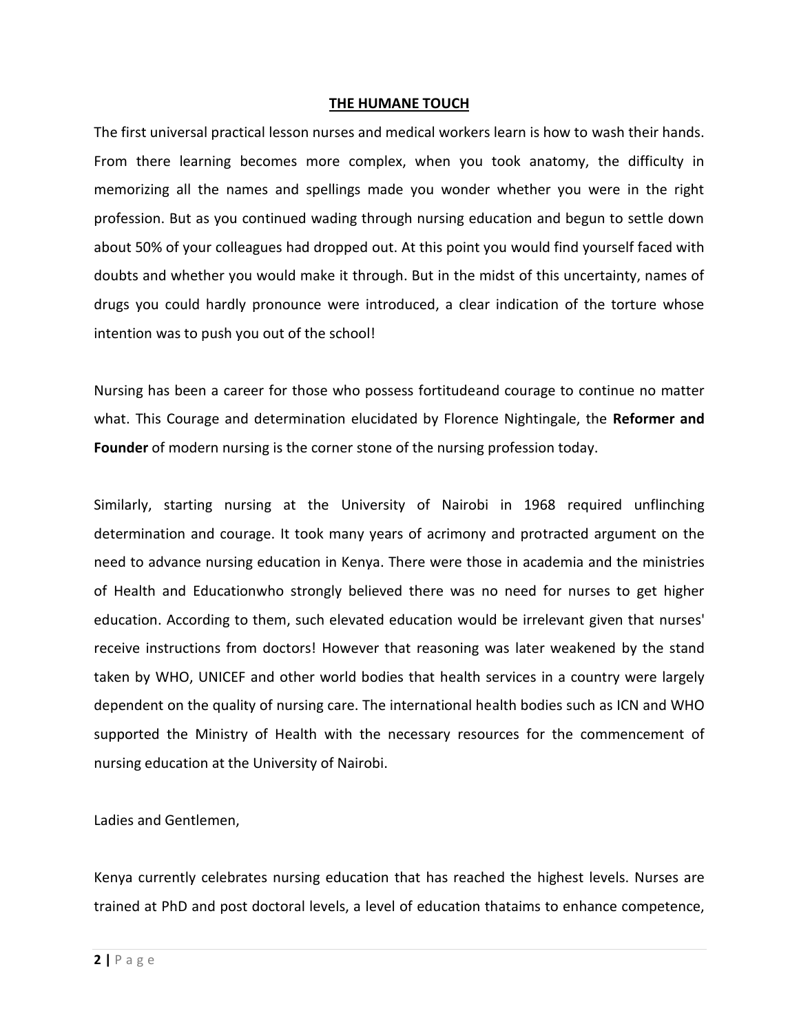## THE HUMANE TOUCH

The first universal practical lesson nurses and medical workers learn is how to wash their hands. From there learning becomes more complex, when you took anatomy, the difficulty in memorizing all the names and spellings made you wonder whether you were in the right profession. But as you continued wading through nursing education and begun to settle down about 50% of your colleagues had dropped out. At this point you would find yourself faced with doubts and whether you would make it through. But in the midst of this uncertainty, names of drugs you could hardly pronounce were introduced, a clear indication of the torture whose intention was to push you out of the school!

Nursing has been a career for those who possess fortitudeand courage to continue no matter what. This Courage and determination elucidated by Florence Nightingale, the **Reformer and Founder** of modern nursing is the corner stone of the nursing profession today.

Similarly, starting nursing at the University of Nairobi in 1968 required unflinching determination and courage. It took many years of acrimony and protracted argument on the need to advance nursing education in Kenya. There were those in academia and the ministries of Health and Educationwho strongly believed there was no need for nurses to get higher education. According to them, such elevated education would be irrelevant given that nurses' receive instructions from doctors! However that reasoning was later weakened by the stand taken by WHO, UNICEF and other world bodies that health services in a country were largely dependent on the quality of nursing care. The international health bodies such as ICN and WHO supported the Ministry of Health with the necessary resources for the commencement of nursing education at the University of Nairobi.

Ladies and Gentlemen,

Kenya currently celebrates nursing education that has reached the highest levels. Nurses are trained at PhD and post doctoral levels, a level of education thataims to enhance competence,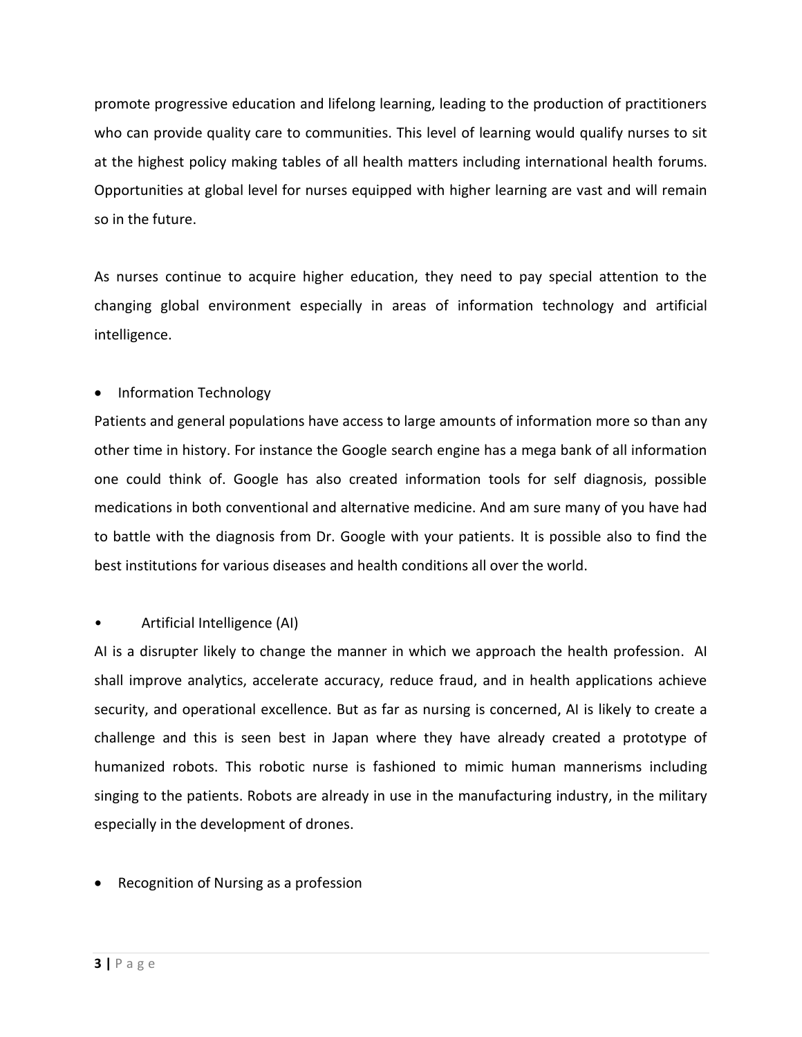promote progressive education and lifelong learning, leading to the production of practitioners who can provide quality care to communities. This level of learning would qualify nurses to sit at the highest policy making tables of all health matters including international health forums. Opportunities at global level for nurses equipped with higher learning are vast and will remain so in the future.

As nurses continue to acquire higher education, they need to pay special attention to the changing global environment especially in areas of information technology and artificial intelligence.

- Information Technology

Patients and general populations have access to large amounts of information more so than any other time in history. For instance the Google search engine has a mega bank of all information one could think of. Google has also created information tools for self diagnosis, possible medications in both conventional and alternative medicine. And am sure many of you have had to battle with the diagnosis from Dr. Google with your patients. It is possible also to find the best institutions for various diseases and health conditions all over the world.

- Artificial Intelligence (AI)

AI is a disrupter likely to change the manner in which we approach the health profession. AI shall improve analytics, accelerate accuracy, reduce fraud, and in health applications achieve security, and operational excellence. But as far as nursing is concerned, AI is likely to create a challenge and this is seen best in Japan where they have already created a prototype of humanized robots. This robotic nurse is fashioned to mimic human mannerisms including singing to the patients. Robots are already in use in the manufacturing industry, in the military especially in the development of drones.

- Recognition of Nursing as a profession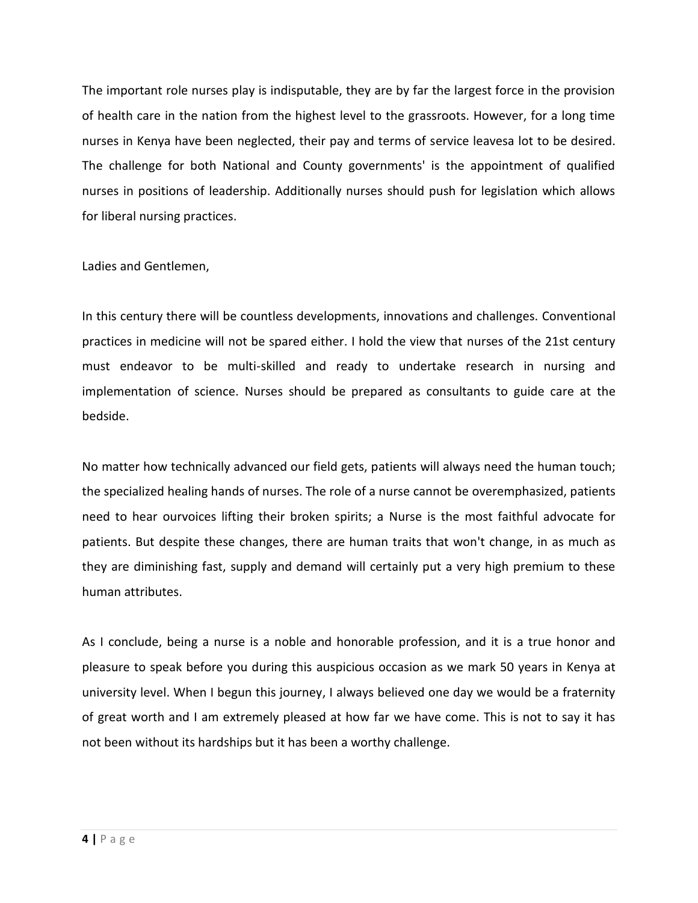The important role nurses play is indisputable, they are by far the largest force in the provision of health care in the nation from the highest level to the grassroots. However, for a long time nurses in Kenya have been neglected, their pay and terms of service leavesa lot to be desired. The challenge for both National and County governments' is the appointment of qualified nurses in positions of leadership. Additionally nurses should push for legislation which allows for liberal nursing practices.

Ladies and Gentlemen,

In this century there will be countless developments, innovations and challenges. Conventional practices in medicine will not be spared either. I hold the view that nurses of the 21st century must endeavor to be multi-skilled and ready to undertake research in nursing and implementation of science. Nurses should be prepared as consultants to guide care at the bedside.

No matter how technically advanced our field gets, patients will always need the human touch; the specialized healing hands of nurses. The role of a nurse cannot be overemphasized, patients need to hear ourvoices lifting their broken spirits; a Nurse is the most faithful advocate for patients. But despite these changes, there are human traits that won't change, in as much as they are diminishing fast, supply and demand will certainly put a very high premium to these human attributes.

As I conclude, being a nurse is a noble and honorable profession, and it is a true honor and pleasure to speak before you during this auspicious occasion as we mark 50 years in Kenya at university level. When I begun this journey, I always believed one day we would be a fraternity of great worth and I am extremely pleased at how far we have come. This is not to say it has not been without its hardships but it has been a worthy challenge.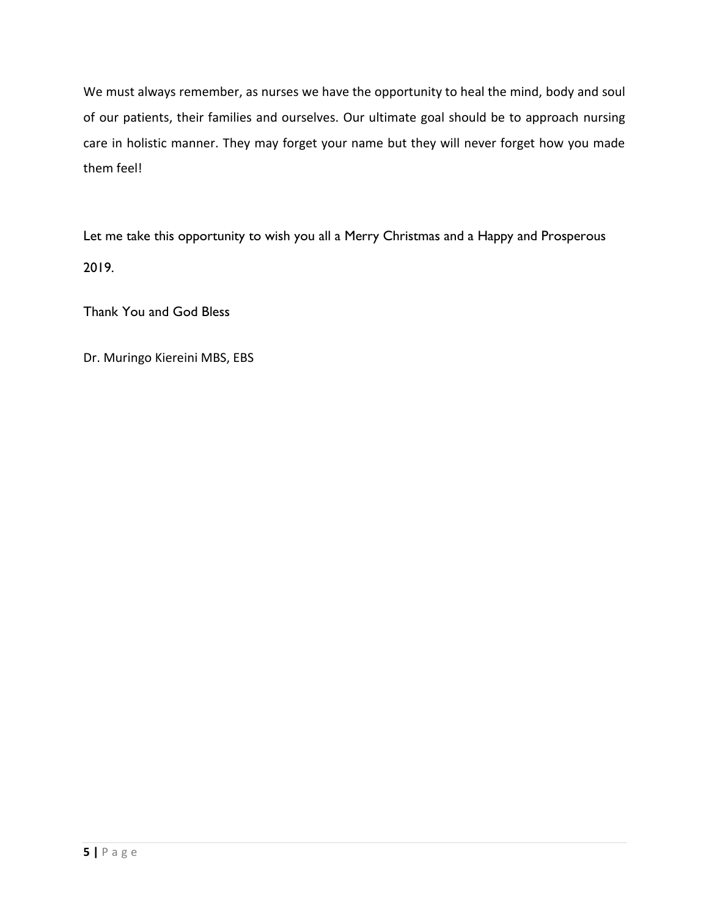We must always remember, as nurses we have the opportunity to heal the mind, body and soul of our patients, their families and ourselves. Our ultimate goal should be to approach nursing care in holistic manner. They may forget your name but they will never forget how you made them feel!

Let me take this opportunity to wish you all a Merry Christmas and a Happy and Prosperous 2019.

Thank You and God Bless

Dr. Muringo Kiereini MBS, EBS